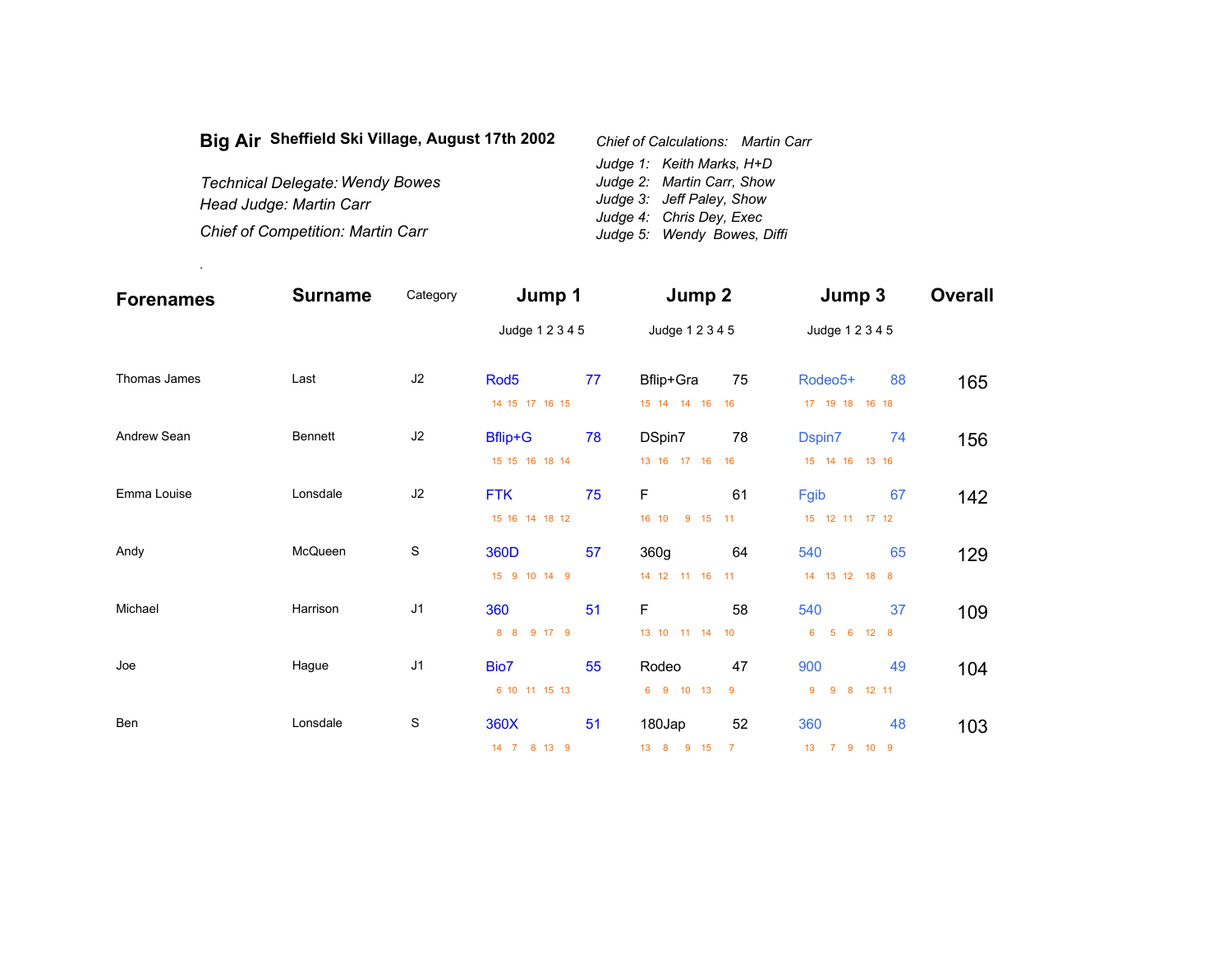**Big Air** **Sheffield Ski Village, August 17th 2002**

*Technical Delegate: Wendy Bowes*
*Head Judge: Martin Carr*
*Chief of Competition: Martin Carr*

*Chief of Calculations: Martin Carr*
*Judge 1: Keith Marks, H+D*
*Judge 2: Martin Carr, Show*
*Judge 3: Jeff Paley, Show*
*Judge 4: Chris Dey, Exec*
*Judge 5: Wendy Bowes, Diffi*

.

| Forenames | Surname | Category | Jump 1 | | Jump 2 | | Jump 3 | | Overall |
|---|---|---|---|---|---|---|---|---|---|
| | | | Judge 1 2 3 4 5 | | Judge 1 2 3 4 5 | | Judge 1 2 3 4 5 | | |
| Thomas James | Last | J2 | Rod5 | 77 | Bflip+Gra | 75 | Rodeo5+ | 88 | 165 |
| | | | 14 15 17 16 15 | | 15 14 14 16 16 | | 17 19 18 16 18 | | |
| Andrew Sean | Bennett | J2 | Bflip+G | 78 | DSpin7 | 78 | Dspin7 | 74 | 156 |
| | | | 15 15 16 18 14 | | 13 16 17 16 16 | | 15 14 16 13 16 | | |
| Emma Louise | Lonsdale | J2 | FTK | 75 | F | 61 | Fgib | 67 | 142 |
| | | | 15 16 14 18 12 | | 16 10 9 15 11 | | 15 12 11 17 12 | | |
| Andy | McQueen | S | 360D | 57 | 360g | 64 | 540 | 65 | 129 |
| | | | 15 9 10 14 9 | | 14 12 11 16 11 | | 14 13 12 18 8 | | |
| Michael | Harrison | J1 | 360 | 51 | F | 58 | 540 | 37 | 109 |
| | | | 8 8 9 17 9 | | 13 10 11 14 10 | | 6 5 6 12 8 | | |
| Joe | Hague | J1 | Bio7 | 55 | Rodeo | 47 | 900 | 49 | 104 |
| | | | 6 10 11 15 13 | | 6 9 10 13 9 | | 9 9 8 12 11 | | |
| Ben | Lonsdale | S | 360X | 51 | 180Jap | 52 | 360 | 48 | 103 |
| | | | 14 7 8 13 9 | | 13 8 9 15 7 | | 13 7 9 10 9 | | |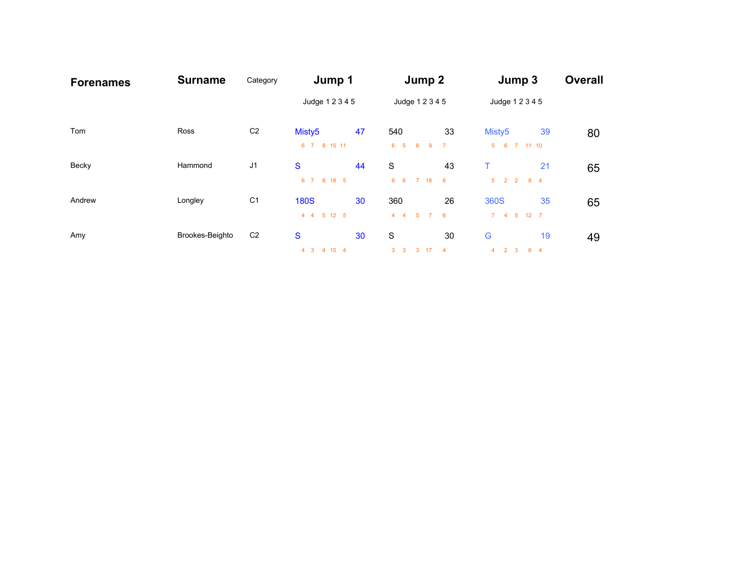| Forenames | Surname | Category | Jump 1 | | Jump 2 | | Jump 3 | | Overall |
|---|---|---|---|---|---|---|---|---|---|
| | | | Judge 1 2 3 4 5 | | Judge 1 2 3 4 5 | | Judge 1 2 3 4 5 | | |
| Tom | Ross | C2 | Misty5 | 47 | 540 | 33 | Misty5 | 39 | 80 |
| | | | 6 7 8 15 11 | | 6 5 6 9 7 | | 5 6 7 11 10 | | |
| Becky | Hammond | J1 | S | 44 | S | 43 | T | 21 | 65 |
| | | | 6 7 8 18 5 | | 6 6 7 18 6 | | 5 2 2 8 4 | | |
| Andrew | Longley | C1 | 180S | 30 | 360 | 26 | 360S | 35 | 65 |
| | | | 4 4 5 12 5 | | 4 4 5 7 6 | | 7 4 5 12 7 | | |
| Amy | Brookes-Beighto | C2 | S | 30 | S | 30 | G | 19 | 49 |
| | | | 4 3 4 15 4 | | 3 3 3 17 4 | | 4 2 3 6 4 | | |